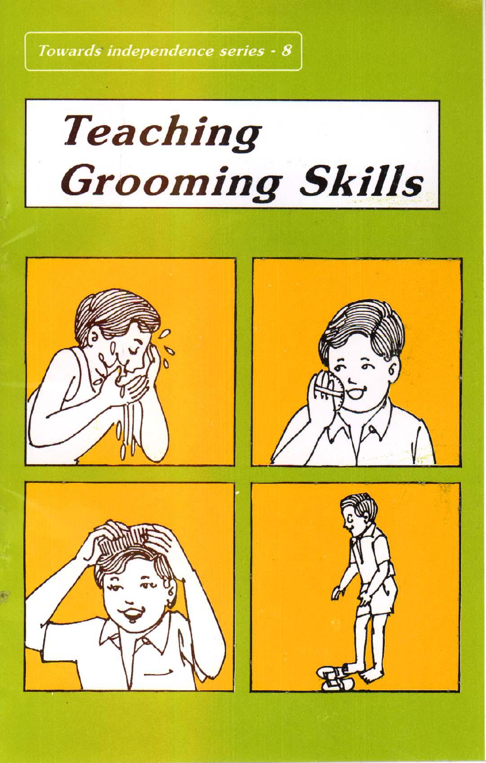*Towards independence series - 8*

# Teaching Grooming Skills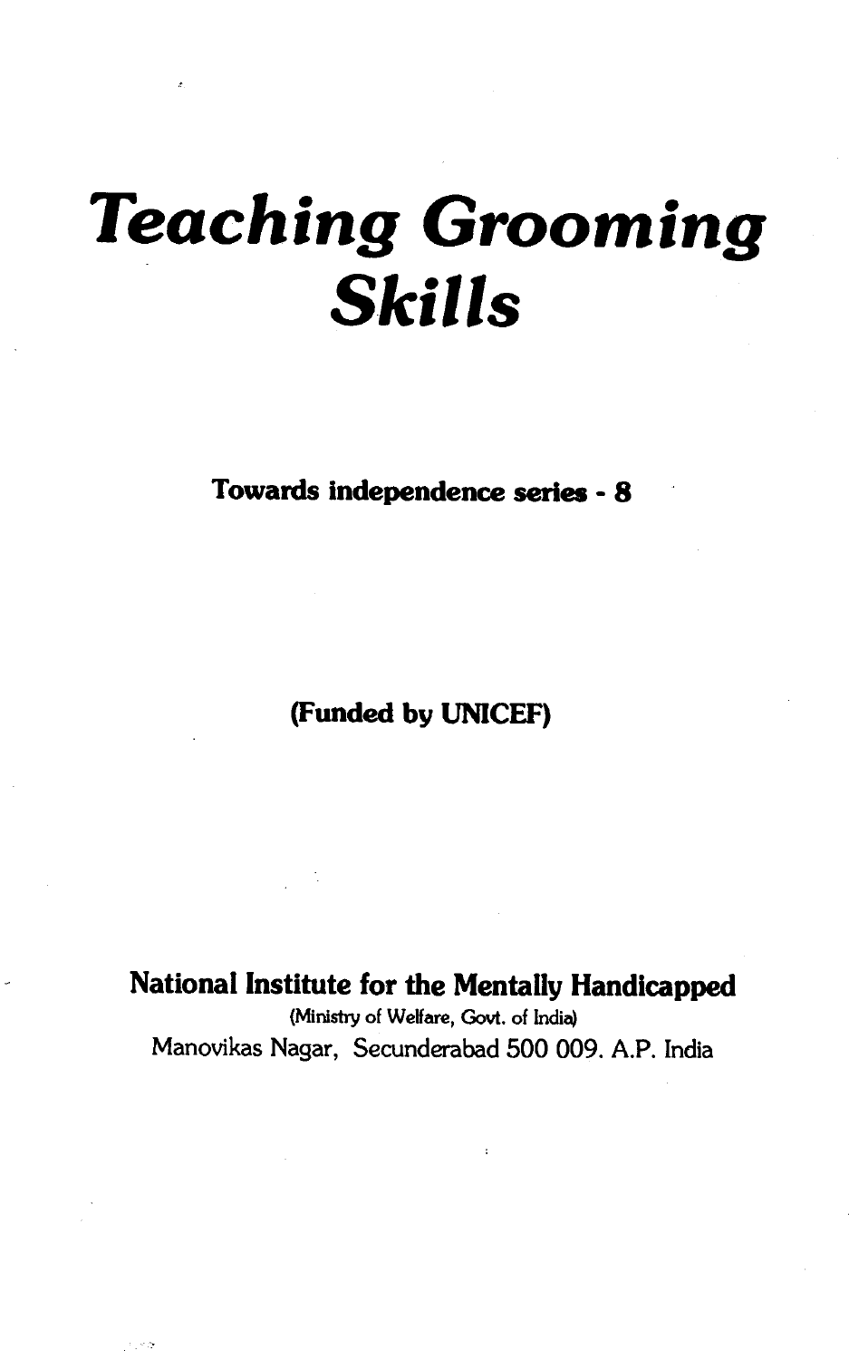# *Teaching Grooming Skills*

**Towards independence series - 8**

**(Funded by UNICEF)**

**National Institute for the Mentally Handicapped**

(Ministry of Welfare, Govt. of India)

Manovikas Nagar, Secunderabad 500 009. A.P. India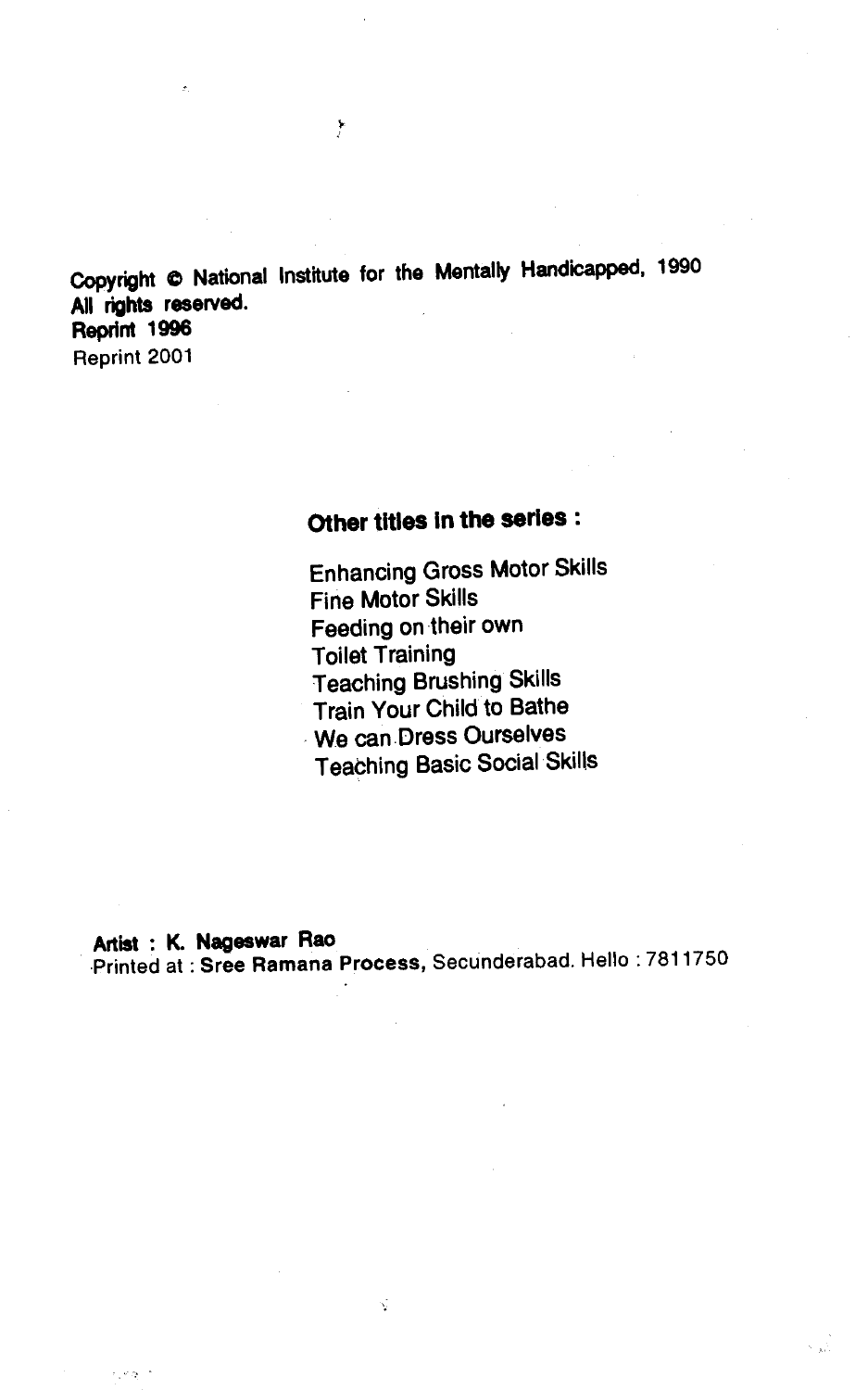**Copyright © National Institute for the Mentally Handicapped, 1990**
**All rights reserved.**
**Reprint 1996**
Reprint 2001

**Other titles in the series :**

Enhancing Gross Motor Skills
Fine Motor Skills
Feeding on their own
Toilet Training
Teaching Brushing Skills
Train Your Child to Bathe
We can Dress Ourselves
Teaching Basic Social Skills

**Artist : K. Nageswar Rao**
Printed at : **Sree Ramana Process**, Secunderabad. Hello : 7811750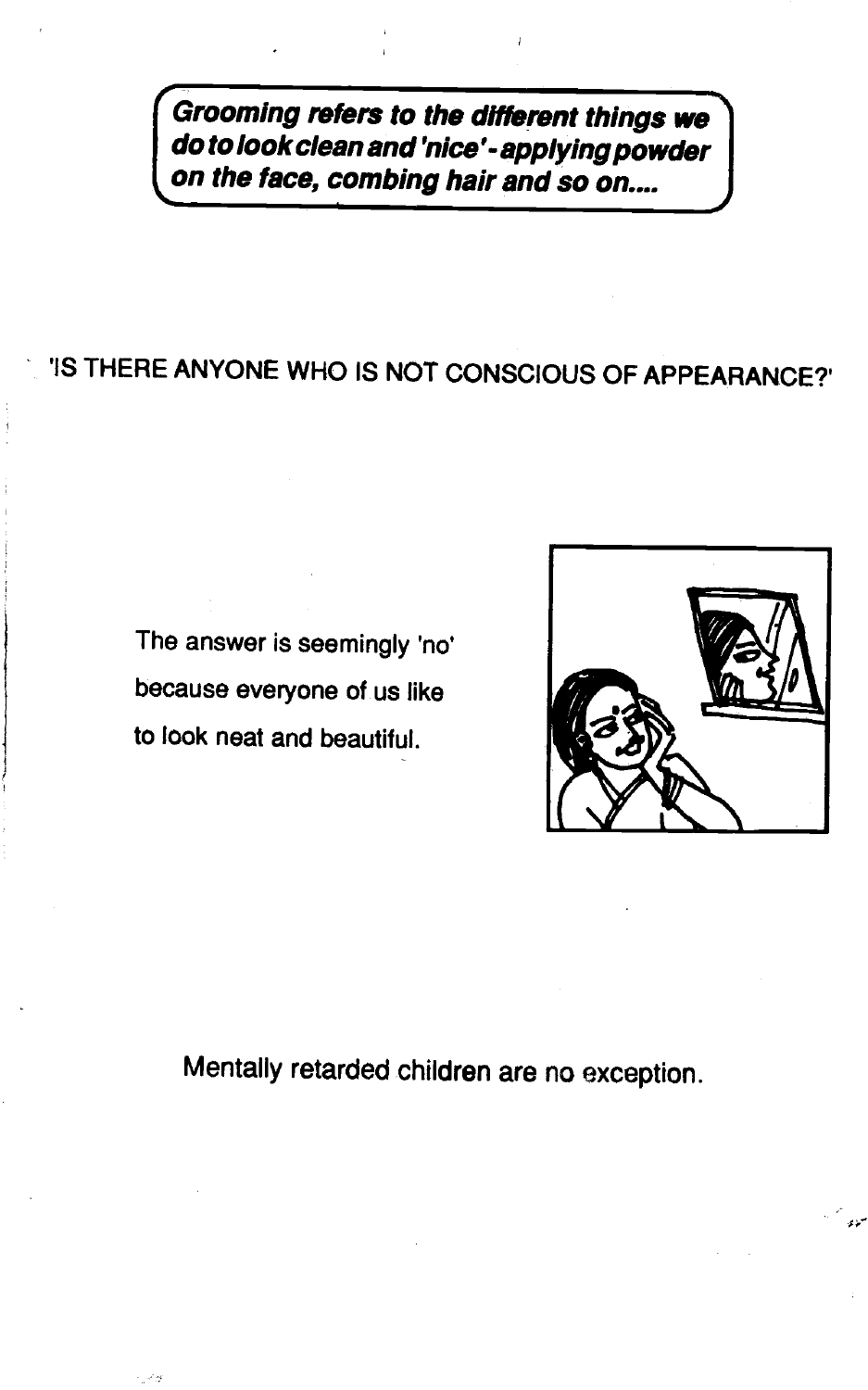***Grooming refers to the different things we do to look clean and 'nice' - applying powder on the face, combing hair and so on....***

'IS THERE ANYONE WHO IS NOT CONSCIOUS OF APPEARANCE?'

The answer is seemingly 'no' because everyone of us like to look neat and beautiful.

Mentally retarded children are no exception.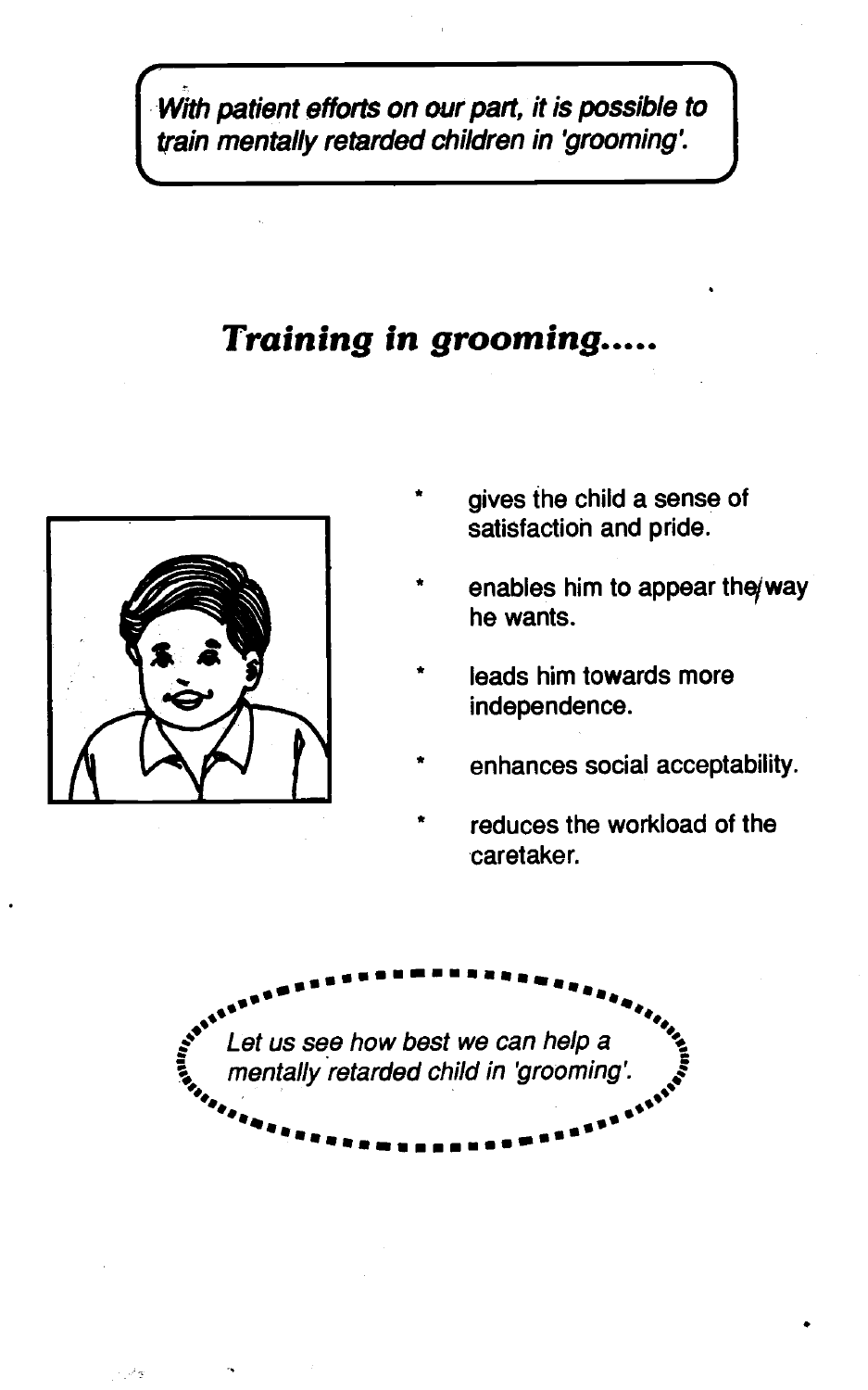*With patient efforts on our part, it is possible to train mentally retarded children in 'grooming'.*

## *Training in grooming.....*

- gives the child a sense of satisfaction and pride.
- enables him to appear the way he wants.
- leads him towards more independence.
- enhances social acceptability.
- reduces the workload of the caretaker.

*Let us see how best we can help a mentally retarded child in 'grooming'.*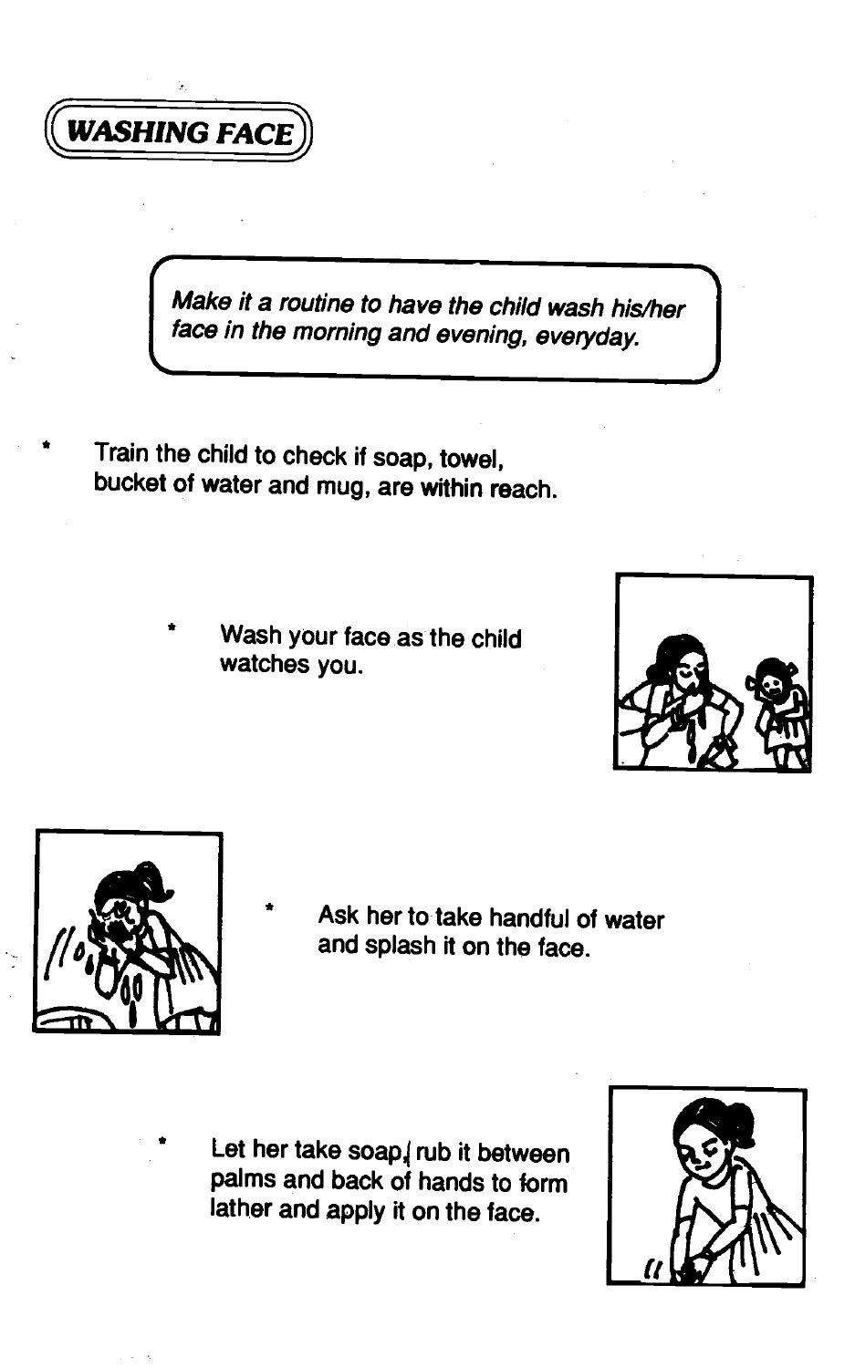## WASHING FACE

*Make it a routine to have the child wash his/her face in the morning and evening, everyday.*

* Train the child to check if soap, towel, bucket of water and mug, are within reach.

* Wash your face as the child watches you.

* Ask her to take handful of water and splash it on the face.

* Let her take soap, rub it between palms and back of hands to form lather and apply it on the face.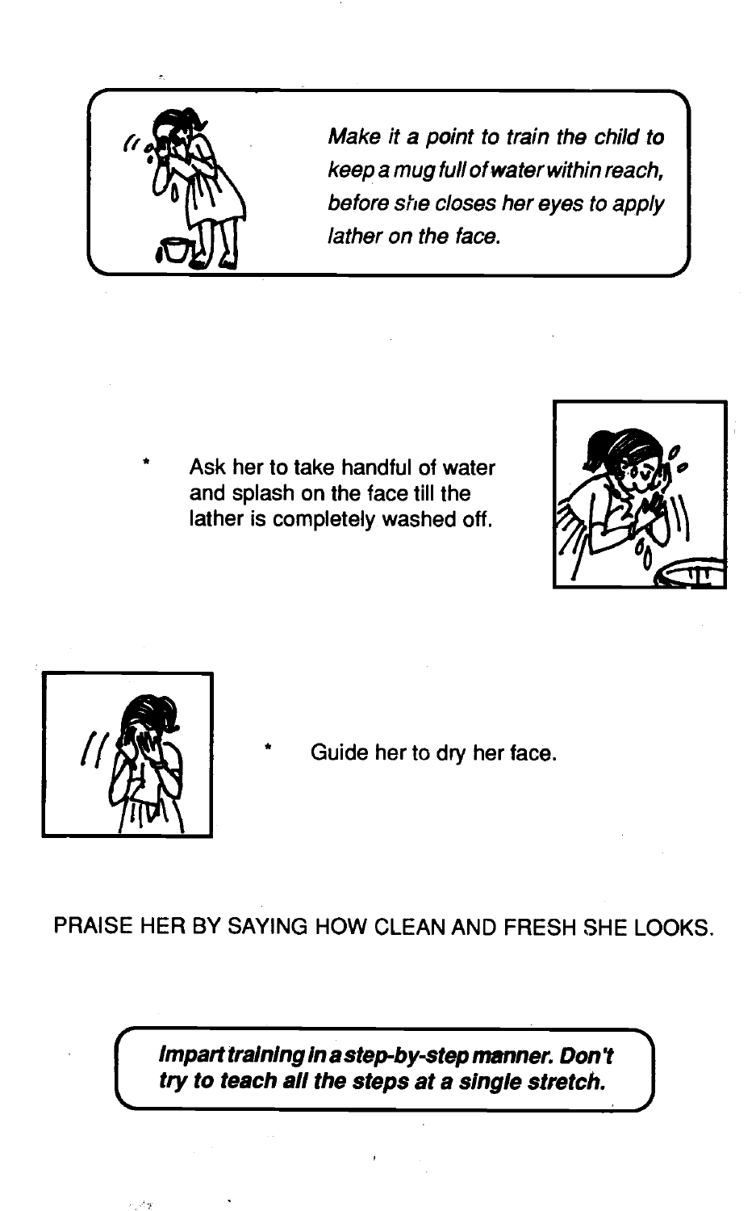*Make it a point to train the child to keep a mug full of water within reach, before she closes her eyes to apply lather on the face.*

* Ask her to take handful of water and splash on the face till the lather is completely washed off.

* Guide her to dry her face.

PRAISE HER BY SAYING HOW CLEAN AND FRESH SHE LOOKS.

***Impart training in a step-by-step manner. Don't try to teach all the steps at a single stretch.***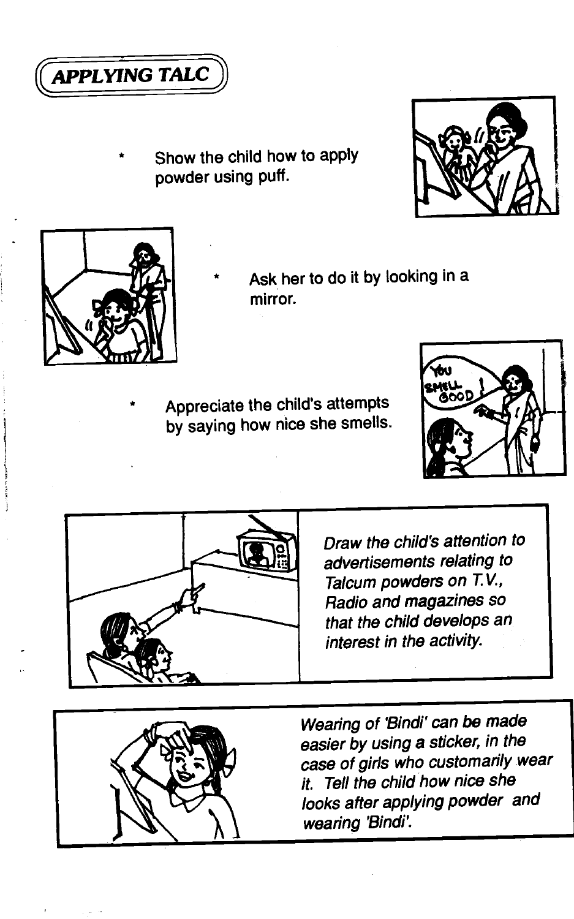# APPLYING TALC

* Show the child how to apply powder using puff.

* Ask her to do it by looking in a mirror.

* Appreciate the child's attempts by saying how nice she smells.

*Draw the child's attention to advertisements relating to Talcum powders on T.V., Radio and magazines so that the child develops an interest in the activity.*

*Wearing of 'Bindi' can be made easier by using a sticker, in the case of girls who customarily wear it. Tell the child how nice she looks after applying powder and wearing 'Bindi'.*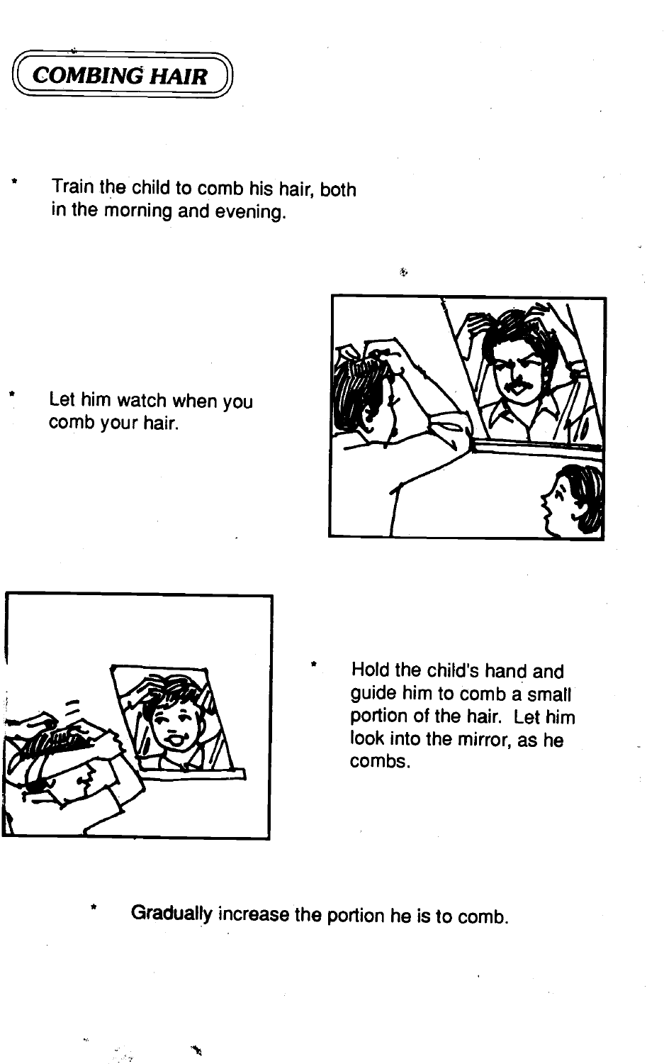## COMBING HAIR

* Train the child to comb his hair, both in the morning and evening.

* Let him watch when you comb your hair.

* Hold the child's hand and guide him to comb a small portion of the hair. Let him look into the mirror, as he combs.

* Gradually increase the portion he is to comb.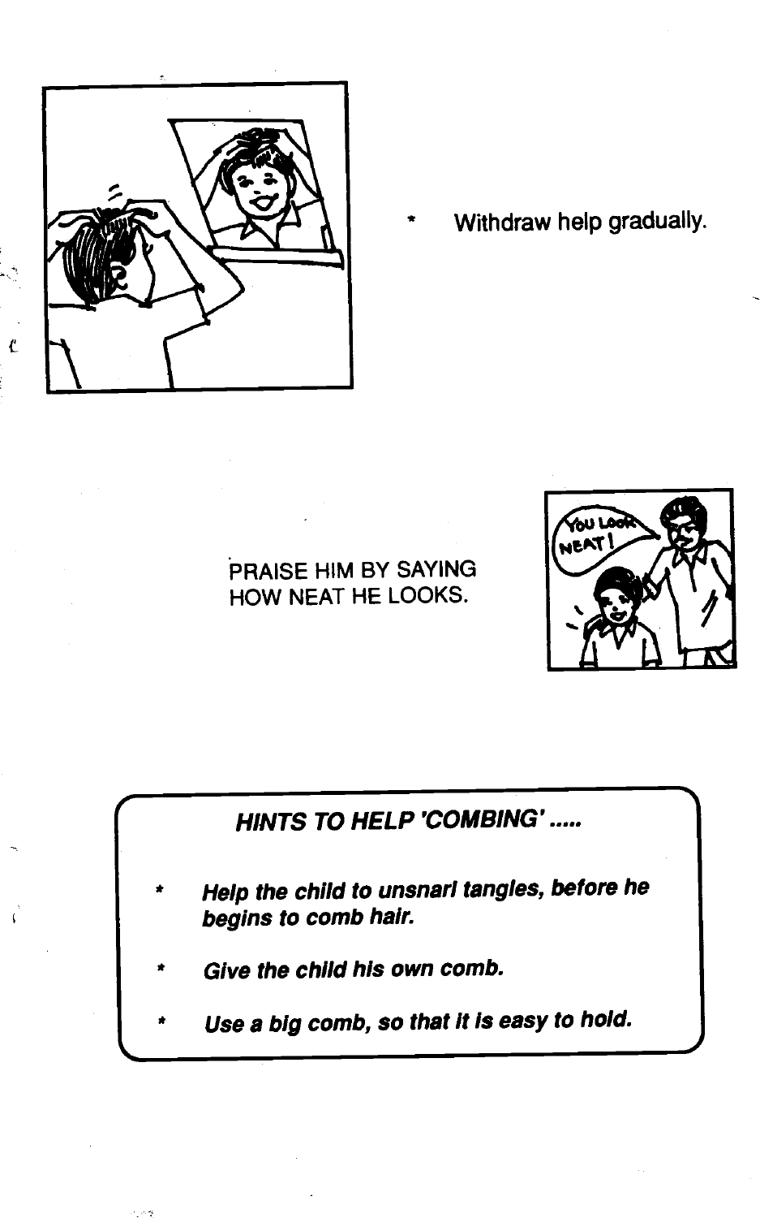* Withdraw help gradually.

PRAISE HIM BY SAYING HOW NEAT HE LOOKS.

***HINTS TO HELP 'COMBING' .....***

* ***Help the child to unsnarl tangles, before he begins to comb hair.***
* ***Give the child his own comb.***
* ***Use a big comb, so that it is easy to hold.***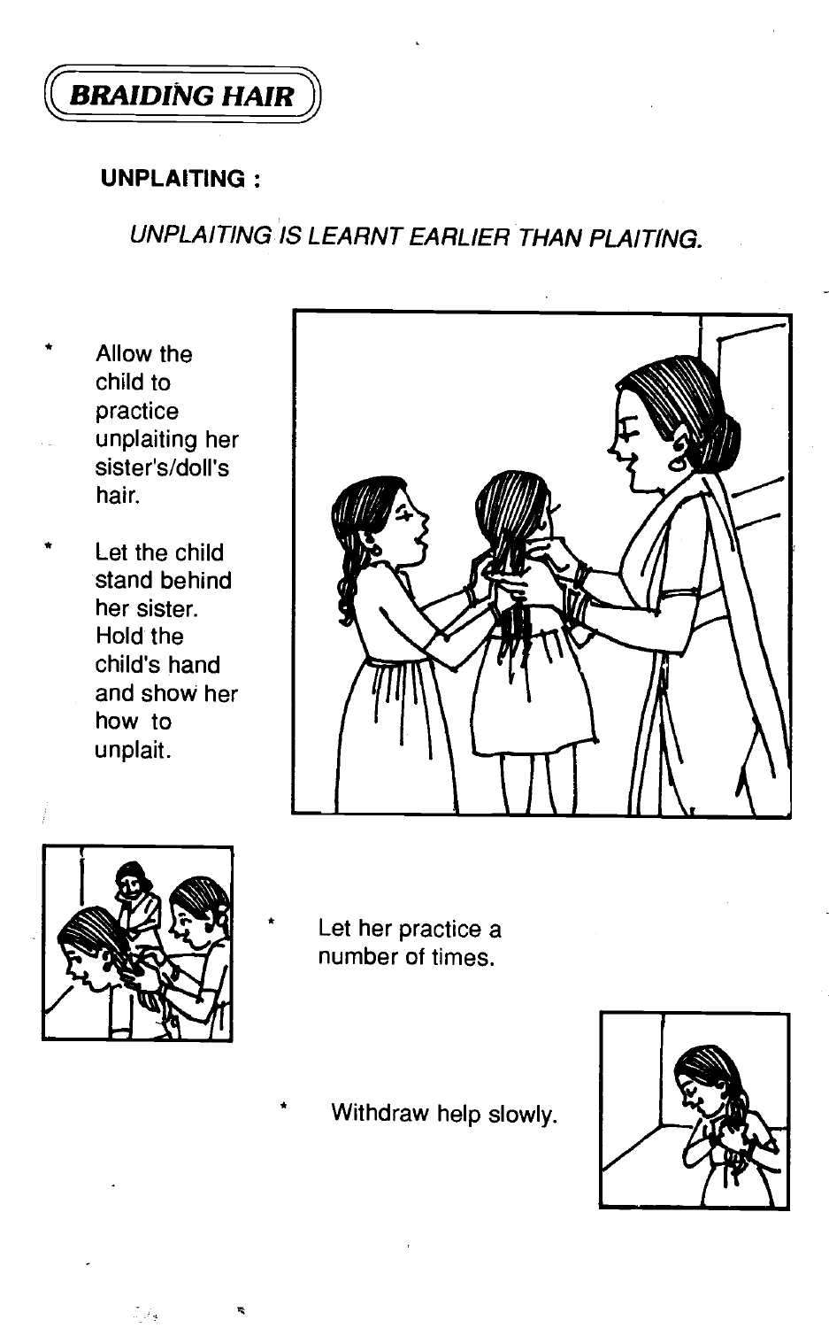# BRAIDING HAIR

**UNPLAITING :**

*UNPLAITING IS LEARNT EARLIER THAN PLAITING.*

* Allow the child to practice unplaiting her sister's/doll's hair.
* Let the child stand behind her sister. Hold the child's hand and show her how to unplait.
* Let her practice a number of times.
* Withdraw help slowly.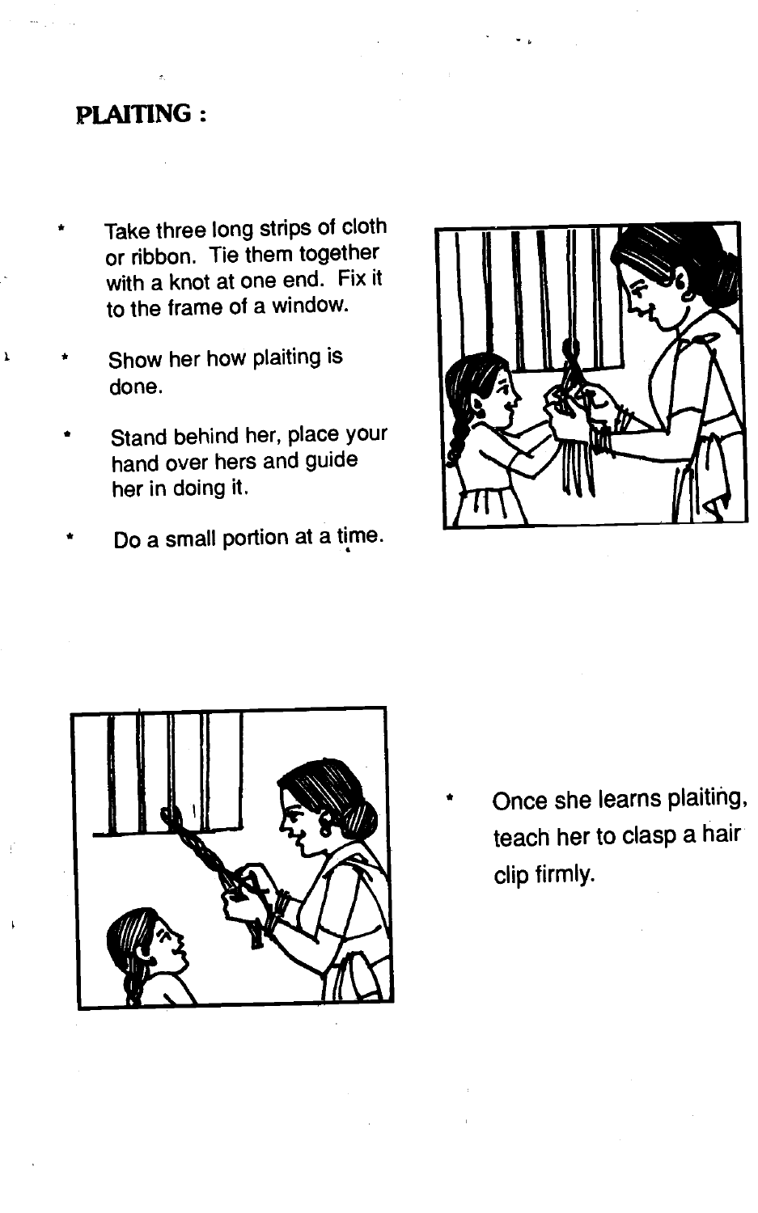## PLAITING :

- Take three long strips of cloth or ribbon. Tie them together with a knot at one end. Fix it to the frame of a window.
- Show her how plaiting is done.
- Stand behind her, place your hand over hers and guide her in doing it.
- Do a small portion at a time.
- Once she learns plaiting, teach her to clasp a hair clip firmly.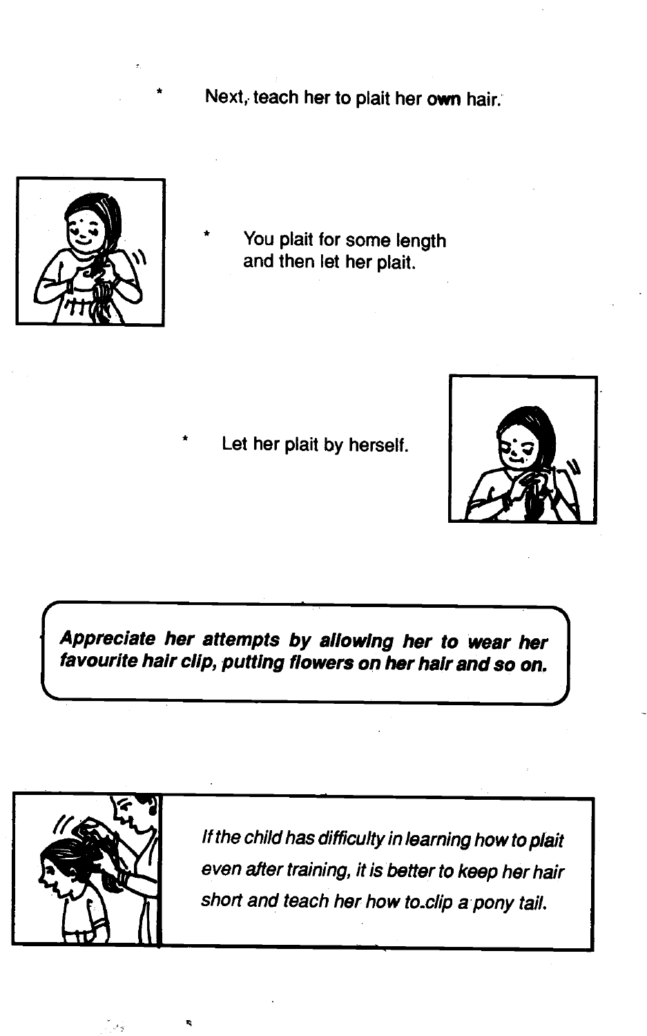* Next, teach her to plait her own hair.

* You plait for some length and then let her plait.

* Let her plait by herself.

***Appreciate her attempts by allowing her to wear her favourite hair clip, putting flowers on her hair and so on.***

*If the child has difficulty in learning how to plait even after training, it is better to keep her hair short and teach her how to clip a pony tail.*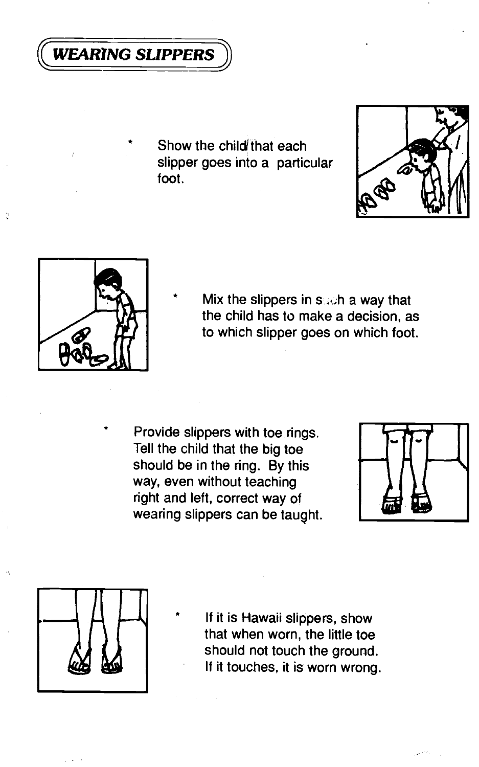## *WEARING SLIPPERS*

* Show the child that each slipper goes into a particular foot.

* Mix the slippers in such a way that the child has to make a decision, as to which slipper goes on which foot.

* Provide slippers with toe rings. Tell the child that the big toe should be in the ring. By this way, even without teaching right and left, correct way of wearing slippers can be taught.

* If it is Hawaii slippers, show that when worn, the little toe should not touch the ground. If it touches, it is worn wrong.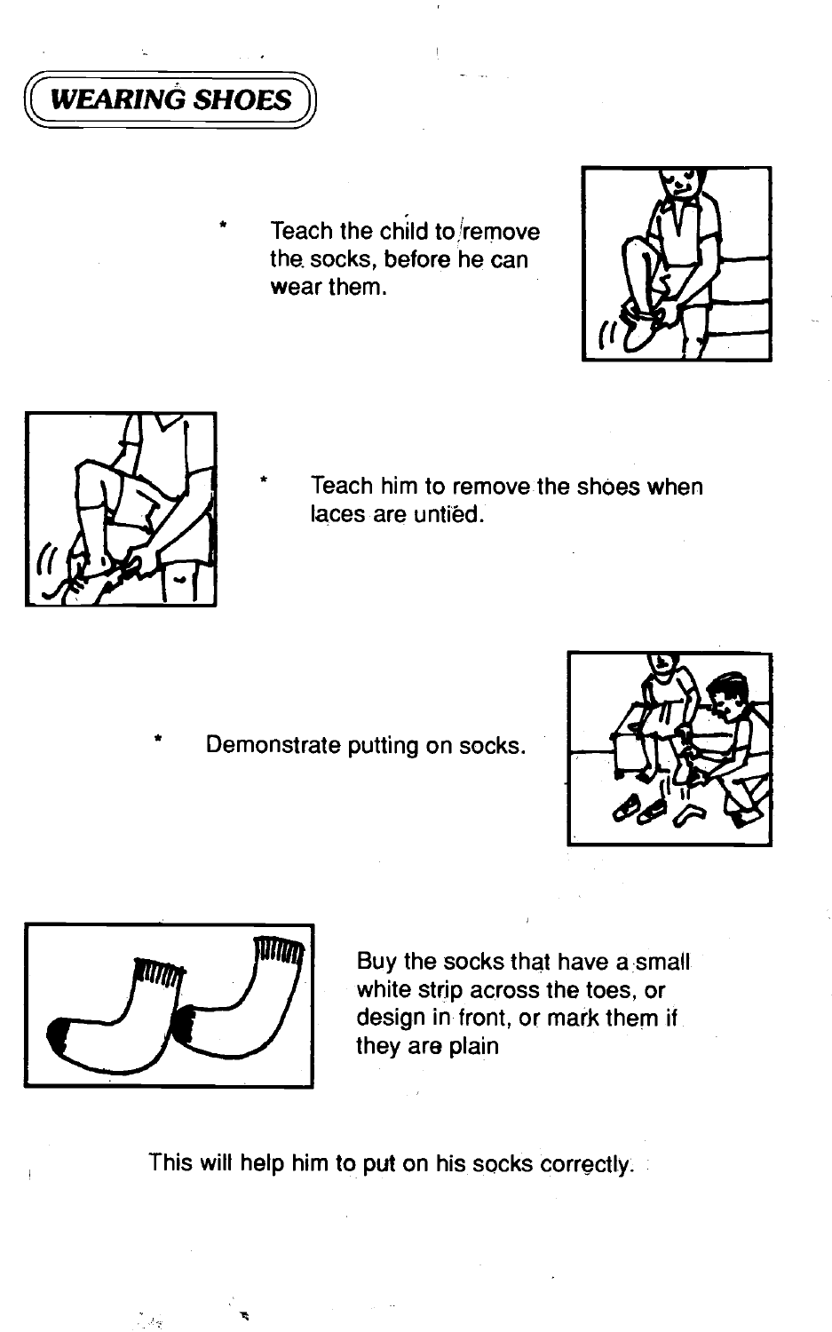## WEARING SHOES

* Teach the child to remove the socks, before he can wear them.

* Teach him to remove the shoes when laces are untied.

* Demonstrate putting on socks.

Buy the socks that have a small white strip across the toes, or design in front, or mark them if they are plain

This will help him to put on his socks correctly.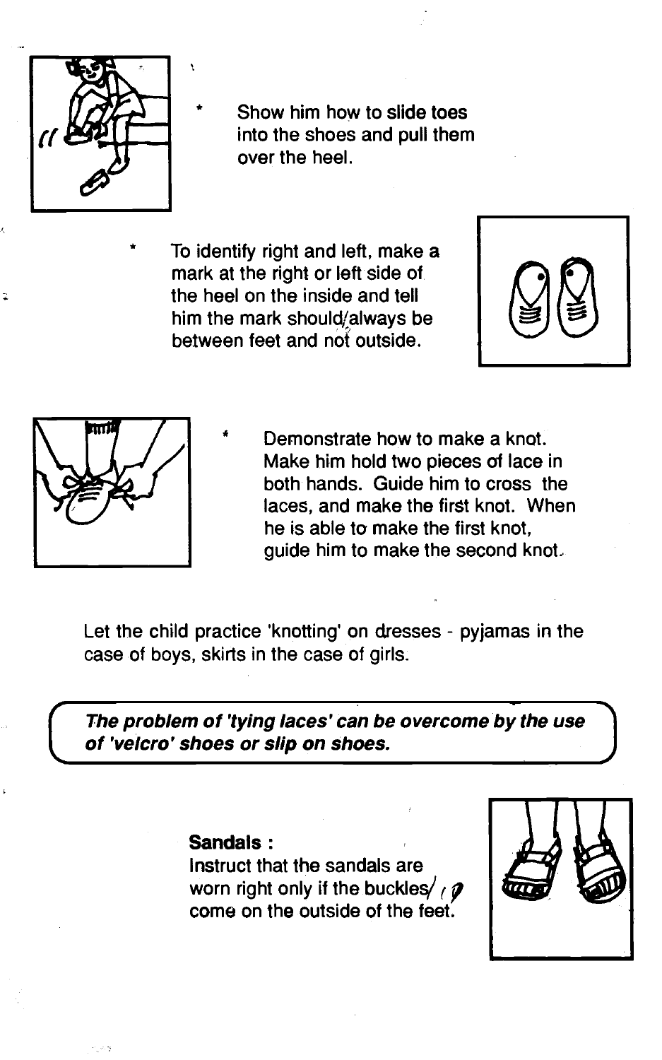* Show him how to slide toes into the shoes and pull them over the heel.

* To identify right and left, make a mark at the right or left side of the heel on the inside and tell him the mark should always be between feet and not outside.

* Demonstrate how to make a knot. Make him hold two pieces of lace in both hands. Guide him to cross the laces, and make the first knot. When he is able to make the first knot, guide him to make the second knot.

Let the child practice 'knotting' on dresses - pyjamas in the case of boys, skirts in the case of girls.

***The problem of 'tying laces' can be overcome by the use of 'velcro' shoes or slip on shoes.***

**Sandals :**
Instruct that the sandals are worn right only if the buckles come on the outside of the feet.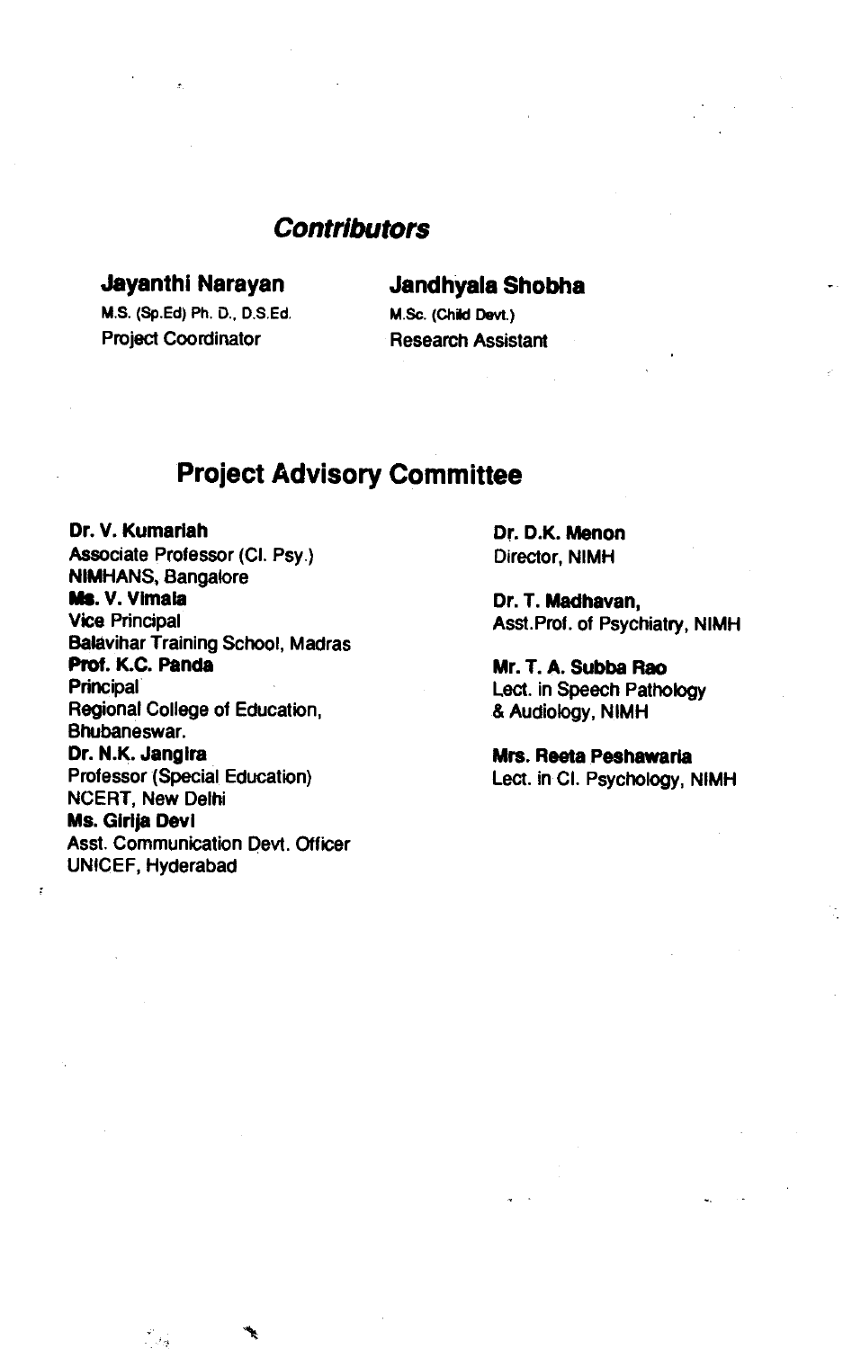## *Contributors*

**Jayanthi Narayan**
M.S. (Sp.Ed) Ph. D., D.S.Ed.
Project Coordinator

**Jandhyala Shobha**
M.Sc. (Child Devt.)
Research Assistant

## Project Advisory Committee

**Dr. V. Kumariah**
Associate Professor (Cl. Psy.)
NIMHANS, Bangalore

**Ms. V. Vimala**
Vice Principal
Balavihar Training School, Madras

**Prof. K.C. Panda**
Principal
Regional College of Education,
Bhubaneswar.

**Dr. N.K. Jangira**
Professor (Special Education)
NCERT, New Delhi

**Ms. Girija Devi**
Asst. Communication Devt. Officer
UNICEF, Hyderabad

**Dr. D.K. Menon**
Director, NIMH

**Dr. T. Madhavan,**
Asst.Prof. of Psychiatry, NIMH

**Mr. T. A. Subba Rao**
Lect. in Speech Pathology
& Audiology, NIMH

**Mrs. Reeta Peshawaria**
Lect. in Cl. Psychology, NIMH